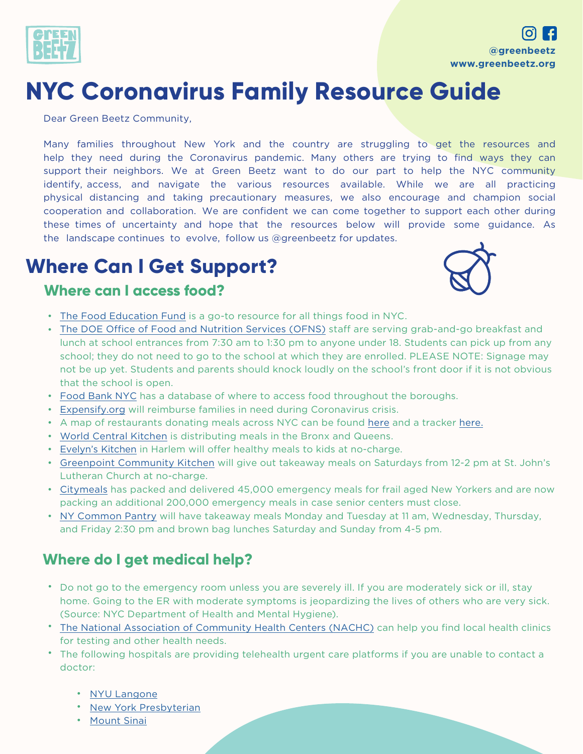@greenbeetz
www.greenbeetz.org

# NYC Coronavirus Family Resource Guide

Dear Green Beetz Community,

Many families throughout New York and the country are struggling to get the resources and help they need during the Coronavirus pandemic. Many others are trying to find ways they can support their neighbors. We at Green Beetz want to do our part to help the NYC community identify, access, and navigate the various resources available. While we are all practicing physical distancing and taking precautionary measures, we also encourage and champion social cooperation and collaboration. We are confident we can come together to support each other during these times of uncertainty and hope that the resources below will provide some guidance. As the landscape continues to evolve, follow us @greenbeetz for updates.

## Where Can I Get Support?

### Where can I access food?

- The Food Education Fund is a go-to resource for all things food in NYC.
- The DOE Office of Food and Nutrition Services (OFNS) staff are serving grab-and-go breakfast and lunch at school entrances from 7:30 am to 1:30 pm to anyone under 18. Students can pick up from any school; they do not need to go to the school at which they are enrolled. PLEASE NOTE: Signage may not be up yet. Students and parents should knock loudly on the school's front door if it is not obvious that the school is open.
- Food Bank NYC has a database of where to access food throughout the boroughs.
- Expensify.org will reimburse families in need during Coronavirus crisis.
- A map of restaurants donating meals across NYC can be found here and a tracker here.
- World Central Kitchen is distributing meals in the Bronx and Queens.
- Evelyn's Kitchen in Harlem will offer healthy meals to kids at no-charge.
- Greenpoint Community Kitchen will give out takeaway meals on Saturdays from 12-2 pm at St. John's Lutheran Church at no-charge.
- Citymeals has packed and delivered 45,000 emergency meals for frail aged New Yorkers and are now packing an additional 200,000 emergency meals in case senior centers must close.
- NY Common Pantry will have takeaway meals Monday and Tuesday at 11 am, Wednesday, Thursday, and Friday 2:30 pm and brown bag lunches Saturday and Sunday from 4-5 pm.

### Where do I get medical help?

- Do not go to the emergency room unless you are severely ill. If you are moderately sick or ill, stay home. Going to the ER with moderate symptoms is jeopardizing the lives of others who are very sick. (Source: NYC Department of Health and Mental Hygiene).
- The National Association of Community Health Centers (NACHC) can help you find local health clinics for testing and other health needs.
- The following hospitals are providing telehealth urgent care platforms if you are unable to contact a doctor:
  - NYU Langone
  - New York Presbyterian
  - Mount Sinai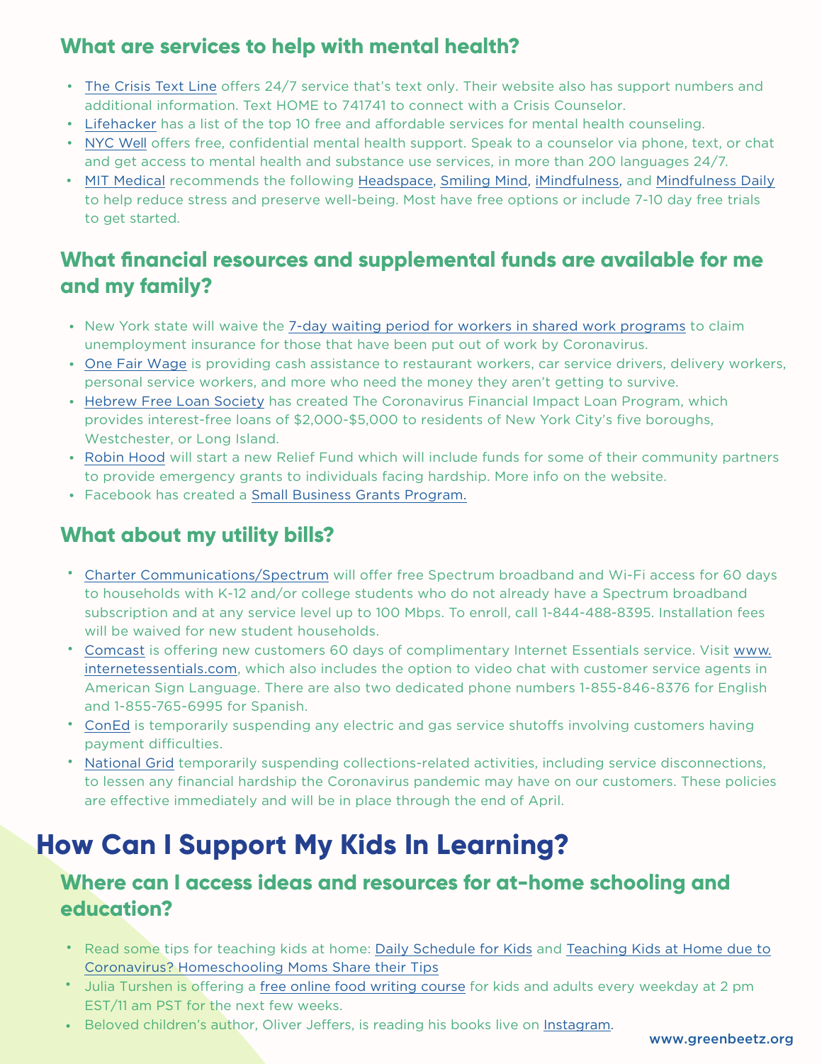### What are services to help with mental health?

- The Crisis Text Line offers 24/7 service that's text only. Their website also has support numbers and additional information. Text HOME to 741741 to connect with a Crisis Counselor.
- Lifehacker has a list of the top 10 free and affordable services for mental health counseling.
- NYC Well offers free, confidential mental health support. Speak to a counselor via phone, text, or chat and get access to mental health and substance use services, in more than 200 languages 24/7.
- MIT Medical recommends the following Headspace, Smiling Mind, iMindfulness, and Mindfulness Daily to help reduce stress and preserve well-being. Most have free options or include 7-10 day free trials to get started.

### What financial resources and supplemental funds are available for me and my family?

- New York state will waive the 7-day waiting period for workers in shared work programs to claim unemployment insurance for those that have been put out of work by Coronavirus.
- One Fair Wage is providing cash assistance to restaurant workers, car service drivers, delivery workers, personal service workers, and more who need the money they aren't getting to survive.
- Hebrew Free Loan Society has created The Coronavirus Financial Impact Loan Program, which provides interest-free loans of $2,000-$5,000 to residents of New York City's five boroughs, Westchester, or Long Island.
- Robin Hood will start a new Relief Fund which will include funds for some of their community partners to provide emergency grants to individuals facing hardship. More info on the website.
- Facebook has created a Small Business Grants Program.

### What about my utility bills?

- Charter Communications/Spectrum will offer free Spectrum broadband and Wi-Fi access for 60 days to households with K-12 and/or college students who do not already have a Spectrum broadband subscription and at any service level up to 100 Mbps. To enroll, call 1-844-488-8395. Installation fees will be waived for new student households.
- Comcast is offering new customers 60 days of complimentary Internet Essentials service. Visit www.internetessentials.com, which also includes the option to video chat with customer service agents in American Sign Language. There are also two dedicated phone numbers 1-855-846-8376 for English and 1-855-765-6995 for Spanish.
- ConEd is temporarily suspending any electric and gas service shutoffs involving customers having payment difficulties.
- National Grid temporarily suspending collections-related activities, including service disconnections, to lessen any financial hardship the Coronavirus pandemic may have on our customers. These policies are effective immediately and will be in place through the end of April.

## How Can I Support My Kids In Learning?

### Where can I access ideas and resources for at-home schooling and education?

- Read some tips for teaching kids at home: Daily Schedule for Kids and Teaching Kids at Home due to Coronavirus? Homeschooling Moms Share their Tips
- Julia Turshen is offering a free online food writing course for kids and adults every weekday at 2 pm EST/11 am PST for the next few weeks.
- Beloved children's author, Oliver Jeffers, is reading his books live on Instagram.

www.greenbeetz.org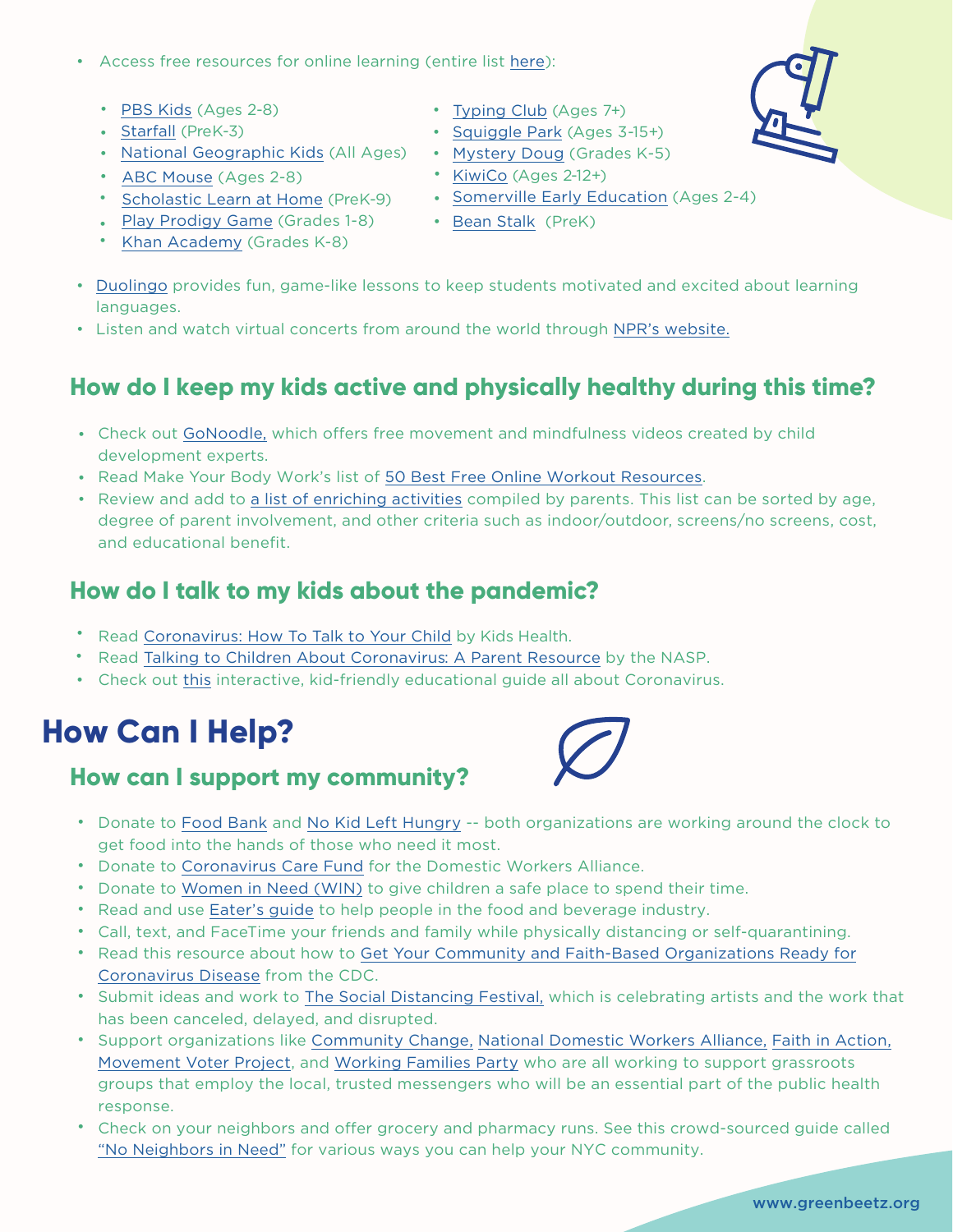- Access free resources for online learning (entire list here):
  - PBS Kids (Ages 2-8)
  - Starfall (PreK-3)
  - National Geographic Kids (All Ages)
  - ABC Mouse (Ages 2-8)
  - Scholastic Learn at Home (PreK-9)
  - Play Prodigy Game (Grades 1-8)
  - Khan Academy (Grades K-8)
  - Typing Club (Ages 7+)
  - Squiggle Park (Ages 3-15+)
  - Mystery Doug (Grades K-5)
  - KiwiCo (Ages 2-12+)
  - Somerville Early Education (Ages 2-4)
  - Bean Stalk (PreK)
- Duolingo provides fun, game-like lessons to keep students motivated and excited about learning languages.
- Listen and watch virtual concerts from around the world through NPR's website.

## How do I keep my kids active and physically healthy during this time?

- Check out GoNoodle, which offers free movement and mindfulness videos created by child development experts.
- Read Make Your Body Work's list of 50 Best Free Online Workout Resources.
- Review and add to a list of enriching activities compiled by parents. This list can be sorted by age, degree of parent involvement, and other criteria such as indoor/outdoor, screens/no screens, cost, and educational benefit.

## How do I talk to my kids about the pandemic?

- Read Coronavirus: How To Talk to Your Child by Kids Health.
- Read Talking to Children About Coronavirus: A Parent Resource by the NASP.
- Check out this interactive, kid-friendly educational guide all about Coronavirus.

# How Can I Help?

## How can I support my community?

- Donate to Food Bank and No Kid Left Hungry -- both organizations are working around the clock to get food into the hands of those who need it most.
- Donate to Coronavirus Care Fund for the Domestic Workers Alliance.
- Donate to Women in Need (WIN) to give children a safe place to spend their time.
- Read and use Eater's guide to help people in the food and beverage industry.
- Call, text, and FaceTime your friends and family while physically distancing or self-quarantining.
- Read this resource about how to Get Your Community and Faith-Based Organizations Ready for Coronavirus Disease from the CDC.
- Submit ideas and work to The Social Distancing Festival, which is celebrating artists and the work that has been canceled, delayed, and disrupted.
- Support organizations like Community Change, National Domestic Workers Alliance, Faith in Action, Movement Voter Project, and Working Families Party who are all working to support grassroots groups that employ the local, trusted messengers who will be an essential part of the public health response.
- Check on your neighbors and offer grocery and pharmacy runs. See this crowd-sourced guide called "No Neighbors in Need" for various ways you can help your NYC community.

www.greenbeetz.org